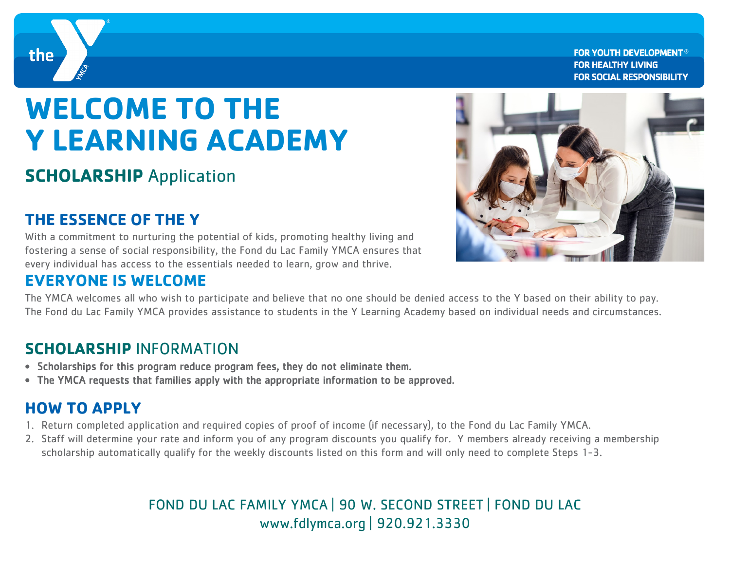FOR YOUTH DEVELOPMENT®
FOR HEALTHY LIVING
FOR SOCIAL RESPONSIBILITY

# WELCOME TO THE Y LEARNING ACADEMY

## **SCHOLARSHIP** Application

### THE ESSENCE OF THE Y

With a commitment to nurturing the potential of kids, promoting healthy living and fostering a sense of social responsibility, the Fond du Lac Family YMCA ensures that every individual has access to the essentials needed to learn, grow and thrive.

### EVERYONE IS WELCOME

The YMCA welcomes all who wish to participate and believe that no one should be denied access to the Y based on their ability to pay. The Fond du Lac Family YMCA provides assistance to students in the Y Learning Academy based on individual needs and circumstances.

## **SCHOLARSHIP** INFORMATION

- **Scholarships for this program reduce program fees, they do not eliminate them.**
- **The YMCA requests that families apply with the appropriate information to be approved.**

## HOW TO APPLY

1. Return completed application and required copies of proof of income (if necessary), to the Fond du Lac Family YMCA.
2. Staff will determine your rate and inform you of any program discounts you qualify for. Y members already receiving a membership scholarship automatically qualify for the weekly discounts listed on this form and will only need to complete Steps 1-3.

FOND DU LAC FAMILY YMCA | 90 W. SECOND STREET | FOND DU LAC
www.fdlymca.org | 920.921.3330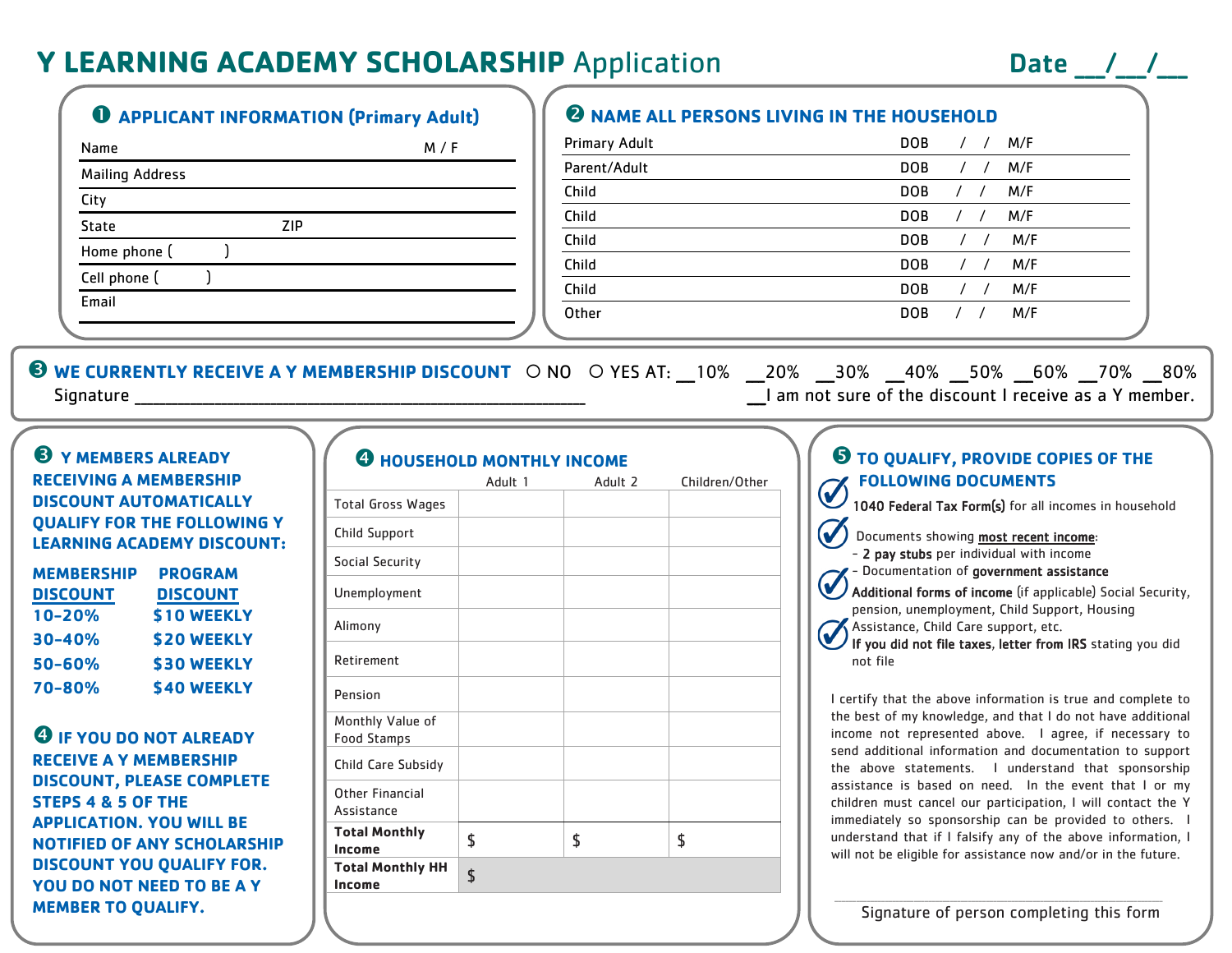# Y LEARNING ACADEMY SCHOLARSHIP Application

Date \_\_/\_\_/\_\_

## ❶ APPLICANT INFORMATION (Primary Adult)

Name M / F

Mailing Address

City

State ZIP

Home phone ( )

Cell phone ( )

Email

## ❷ NAME ALL PERSONS LIVING IN THE HOUSEHOLD

| | | |
|---|---|---|
| Primary Adult | DOB / / | M/F |
| Parent/Adult | DOB / / | M/F |
| Child | DOB / / | M/F |
| Child | DOB / / | M/F |
| Child | DOB / / | M/F |
| Child | DOB / / | M/F |
| Child | DOB / / | M/F |
| Other | DOB / / | M/F |

## ❸ WE CURRENTLY RECEIVE A Y MEMBERSHIP DISCOUNT

○ NO ○ YES AT: \_\_10% \_\_20% \_\_30% \_\_40% \_\_50% \_\_60% \_\_70% \_\_80%

Signature \_\_\_\_\_\_\_\_\_\_\_\_\_\_\_\_\_\_\_\_\_\_\_\_\_\_\_\_\_\_\_\_\_\_\_\_\_\_\_\_\_\_\_\_\_\_\_\_

\_\_I am not sure of the discount I receive as a Y member.

## ❸ Y MEMBERS ALREADY RECEIVING A MEMBERSHIP DISCOUNT AUTOMATICALLY QUALIFY FOR THE FOLLOWING Y LEARNING ACADEMY DISCOUNT:

| MEMBERSHIP DISCOUNT | PROGRAM DISCOUNT |
|---|---|
| 10-20% | $10 WEEKLY |
| 30-40% | $20 WEEKLY |
| 50-60% | $30 WEEKLY |
| 70-80% | $40 WEEKLY |

## ❹ IF YOU DO NOT ALREADY RECEIVE A Y MEMBERSHIP DISCOUNT, PLEASE COMPLETE STEPS 4 & 5 OF THE APPLICATION. YOU WILL BE NOTIFIED OF ANY SCHOLARSHIP DISCOUNT YOU QUALIFY FOR. YOU DO NOT NEED TO BE A Y MEMBER TO QUALIFY.

## ❹ HOUSEHOLD MONTHLY INCOME

| | Adult 1 | Adult 2 | Children/Other |
|---|---|---|---|
| Total Gross Wages | | | |
| Child Support | | | |
| Social Security | | | |
| Unemployment | | | |
| Alimony | | | |
| Retirement | | | |
| Pension | | | |
| Monthly Value of Food Stamps | | | |
| Child Care Subsidy | | | |
| Other Financial Assistance | | | |
| **Total Monthly Income** | $ | $ | $ |
| **Total Monthly HH Income** | $ | | |

## ❺ TO QUALIFY, PROVIDE COPIES OF THE FOLLOWING DOCUMENTS

- ✓ 1040 Federal Tax Form(s) for all incomes in household
- ✓ Documents showing **most recent income**:
  - **2 pay stubs** per individual with income
  - Documentation of **government assistance**
- ✓ **Additional forms of income** (if applicable) Social Security, pension, unemployment, Child Support, Housing Assistance, Child Care support, etc.
- ✓ **If you did not file taxes, letter from IRS** stating you did not file

I certify that the above information is true and complete to the best of my knowledge, and that I do not have additional income not represented above. I agree, if necessary to send additional information and documentation to support the above statements. I understand that sponsorship assistance is based on need. In the event that I or my children must cancel our participation, I will contact the Y immediately so sponsorship can be provided to others. I understand that if I falsify any of the above information, I will not be eligible for assistance now and/or in the future.

\_\_\_\_\_\_\_\_\_\_\_\_\_\_\_\_\_\_\_\_\_\_\_\_\_\_\_\_\_\_\_\_\_\_\_\_\_\_\_\_

Signature of person completing this form